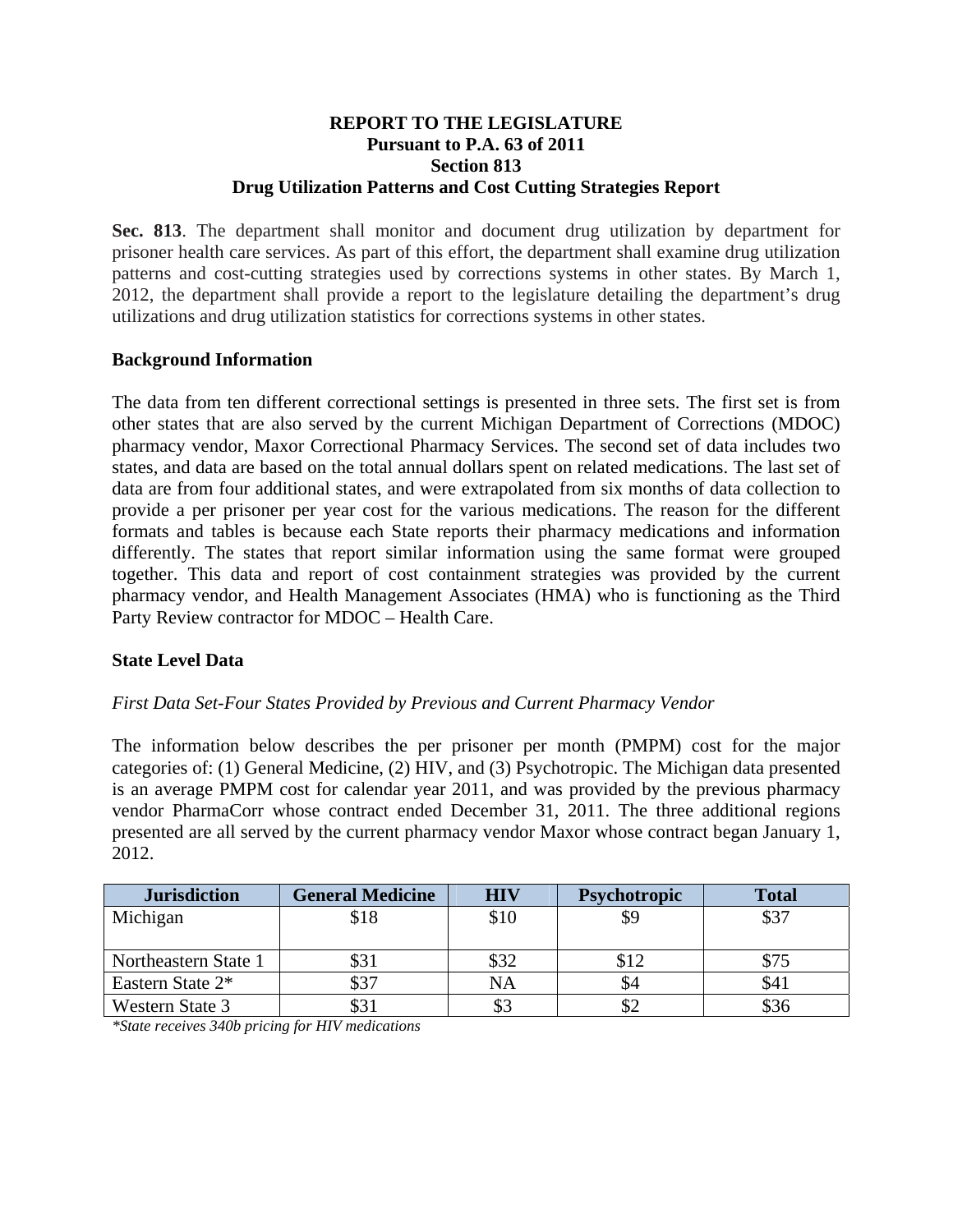**REPORT TO THE LEGISLATURE**
**Pursuant to P.A. 63 of 2011**
**Section 813**
**Drug Utilization Patterns and Cost Cutting Strategies Report**

**Sec. 813**. The department shall monitor and document drug utilization by department for prisoner health care services. As part of this effort, the department shall examine drug utilization patterns and cost-cutting strategies used by corrections systems in other states. By March 1, 2012, the department shall provide a report to the legislature detailing the department's drug utilizations and drug utilization statistics for corrections systems in other states.

## Background Information

The data from ten different correctional settings is presented in three sets. The first set is from other states that are also served by the current Michigan Department of Corrections (MDOC) pharmacy vendor, Maxor Correctional Pharmacy Services. The second set of data includes two states, and data are based on the total annual dollars spent on related medications. The last set of data are from four additional states, and were extrapolated from six months of data collection to provide a per prisoner per year cost for the various medications. The reason for the different formats and tables is because each State reports their pharmacy medications and information differently. The states that report similar information using the same format were grouped together. This data and report of cost containment strategies was provided by the current pharmacy vendor, and Health Management Associates (HMA) who is functioning as the Third Party Review contractor for MDOC – Health Care.

## State Level Data

*First Data Set-Four States Provided by Previous and Current Pharmacy Vendor*

The information below describes the per prisoner per month (PMPM) cost for the major categories of: (1) General Medicine, (2) HIV, and (3) Psychotropic. The Michigan data presented is an average PMPM cost for calendar year 2011, and was provided by the previous pharmacy vendor PharmaCorr whose contract ended December 31, 2011. The three additional regions presented are all served by the current pharmacy vendor Maxor whose contract began January 1, 2012.

| Jurisdiction | General Medicine | HIV | Psychotropic | Total |
|---|---|---|---|---|
| Michigan | $18 | $10 | $9 | $37 |
| Northeastern State 1 | $31 | $32 | $12 | $75 |
| Eastern State 2* | $37 | NA | $4 | $41 |
| Western State 3 | $31 | $3 | $2 | $36 |

*\*State receives 340b pricing for HIV medications*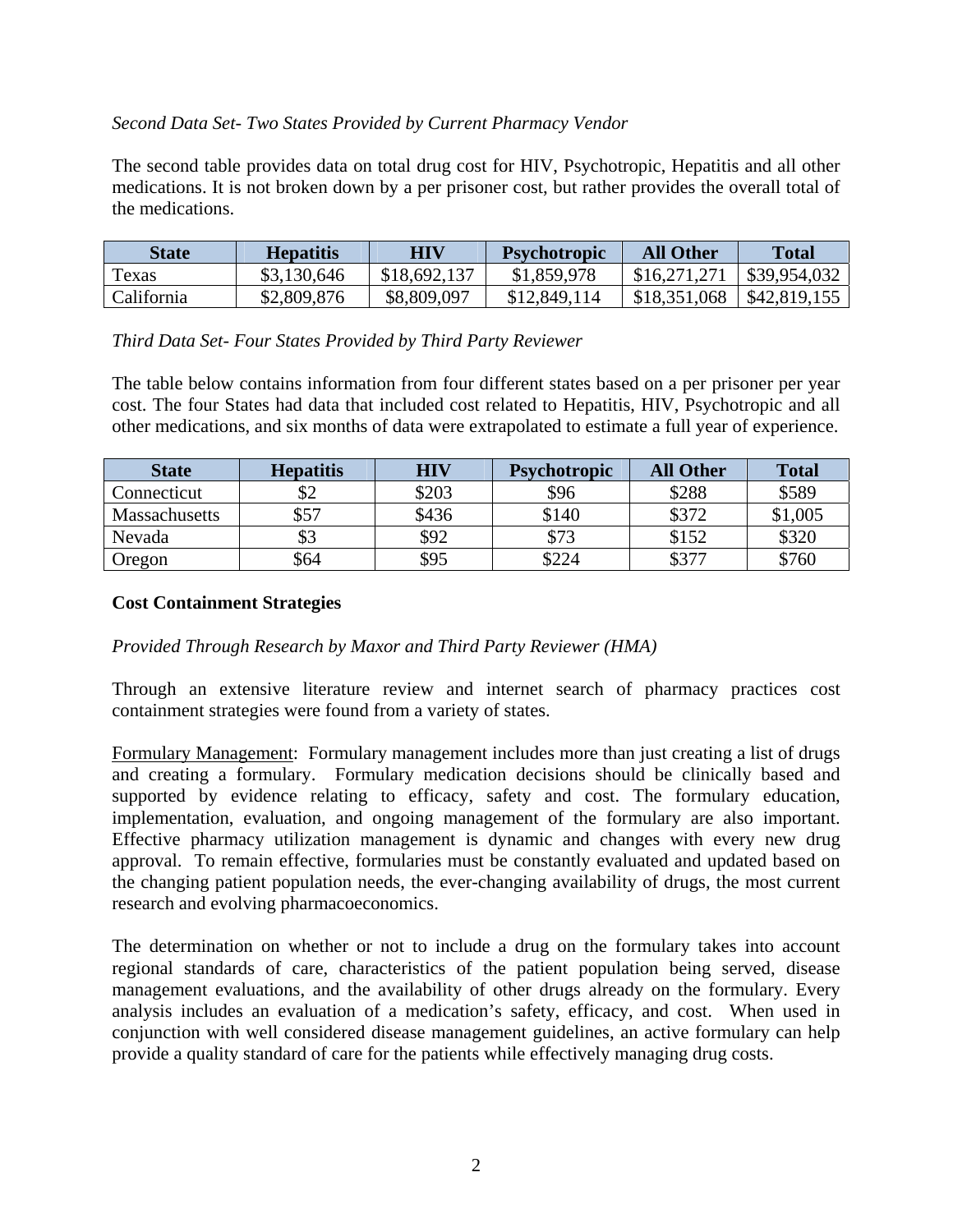*Second Data Set- Two States Provided by Current Pharmacy Vendor*

The second table provides data on total drug cost for HIV, Psychotropic, Hepatitis and all other medications. It is not broken down by a per prisoner cost, but rather provides the overall total of the medications.

| State | Hepatitis | HIV | Psychotropic | All Other | Total |
|---|---|---|---|---|---|
| Texas | $3,130,646 | $18,692,137 | $1,859,978 | $16,271,271 | $39,954,032 |
| California | $2,809,876 | $8,809,097 | $12,849,114 | $18,351,068 | $42,819,155 |

*Third Data Set- Four States Provided by Third Party Reviewer*

The table below contains information from four different states based on a per prisoner per year cost. The four States had data that included cost related to Hepatitis, HIV, Psychotropic and all other medications, and six months of data were extrapolated to estimate a full year of experience.

| State | Hepatitis | HIV | Psychotropic | All Other | Total |
|---|---|---|---|---|---|
| Connecticut | $2 | $203 | $96 | $288 | $589 |
| Massachusetts | $57 | $436 | $140 | $372 | $1,005 |
| Nevada | $3 | $92 | $73 | $152 | $320 |
| Oregon | $64 | $95 | $224 | $377 | $760 |

**Cost Containment Strategies**

*Provided Through Research by Maxor and Third Party Reviewer (HMA)*

Through an extensive literature review and internet search of pharmacy practices cost containment strategies were found from a variety of states.

Formulary Management: Formulary management includes more than just creating a list of drugs and creating a formulary. Formulary medication decisions should be clinically based and supported by evidence relating to efficacy, safety and cost. The formulary education, implementation, evaluation, and ongoing management of the formulary are also important. Effective pharmacy utilization management is dynamic and changes with every new drug approval. To remain effective, formularies must be constantly evaluated and updated based on the changing patient population needs, the ever-changing availability of drugs, the most current research and evolving pharmacoeconomics.

The determination on whether or not to include a drug on the formulary takes into account regional standards of care, characteristics of the patient population being served, disease management evaluations, and the availability of other drugs already on the formulary. Every analysis includes an evaluation of a medication's safety, efficacy, and cost. When used in conjunction with well considered disease management guidelines, an active formulary can help provide a quality standard of care for the patients while effectively managing drug costs.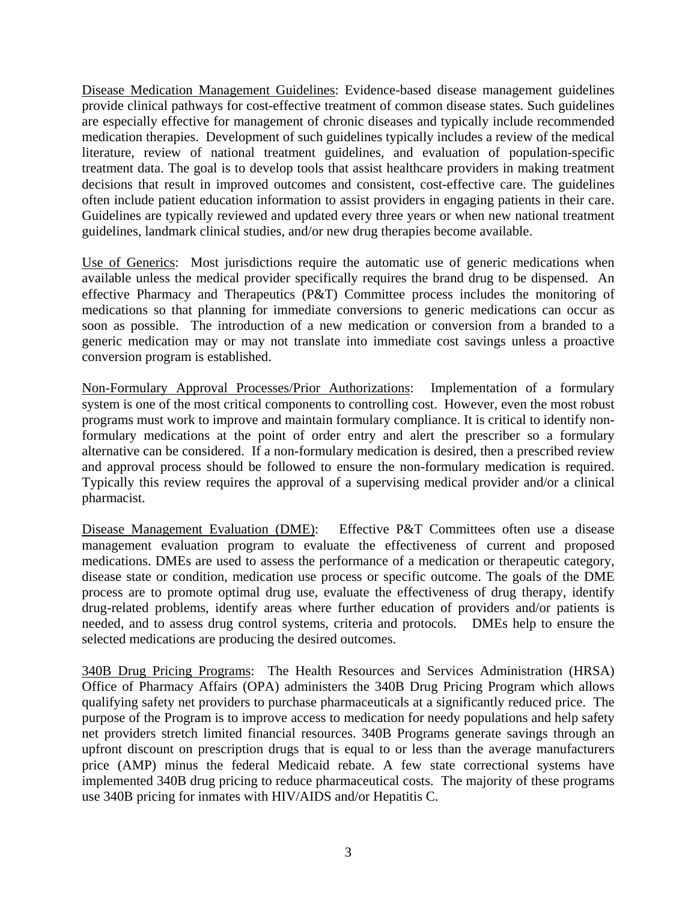<u>Disease Medication Management Guidelines</u>: Evidence-based disease management guidelines provide clinical pathways for cost-effective treatment of common disease states. Such guidelines are especially effective for management of chronic diseases and typically include recommended medication therapies. Development of such guidelines typically includes a review of the medical literature, review of national treatment guidelines, and evaluation of population-specific treatment data. The goal is to develop tools that assist healthcare providers in making treatment decisions that result in improved outcomes and consistent, cost-effective care. The guidelines often include patient education information to assist providers in engaging patients in their care. Guidelines are typically reviewed and updated every three years or when new national treatment guidelines, landmark clinical studies, and/or new drug therapies become available.

<u>Use of Generics</u>: Most jurisdictions require the automatic use of generic medications when available unless the medical provider specifically requires the brand drug to be dispensed. An effective Pharmacy and Therapeutics (P&T) Committee process includes the monitoring of medications so that planning for immediate conversions to generic medications can occur as soon as possible. The introduction of a new medication or conversion from a branded to a generic medication may or may not translate into immediate cost savings unless a proactive conversion program is established.

<u>Non-Formulary Approval Processes/Prior Authorizations</u>: Implementation of a formulary system is one of the most critical components to controlling cost. However, even the most robust programs must work to improve and maintain formulary compliance. It is critical to identify non-formulary medications at the point of order entry and alert the prescriber so a formulary alternative can be considered. If a non-formulary medication is desired, then a prescribed review and approval process should be followed to ensure the non-formulary medication is required. Typically this review requires the approval of a supervising medical provider and/or a clinical pharmacist.

<u>Disease Management Evaluation (DME)</u>: Effective P&T Committees often use a disease management evaluation program to evaluate the effectiveness of current and proposed medications. DMEs are used to assess the performance of a medication or therapeutic category, disease state or condition, medication use process or specific outcome. The goals of the DME process are to promote optimal drug use, evaluate the effectiveness of drug therapy, identify drug-related problems, identify areas where further education of providers and/or patients is needed, and to assess drug control systems, criteria and protocols. DMEs help to ensure the selected medications are producing the desired outcomes.

<u>340B Drug Pricing Programs</u>: The Health Resources and Services Administration (HRSA) Office of Pharmacy Affairs (OPA) administers the 340B Drug Pricing Program which allows qualifying safety net providers to purchase pharmaceuticals at a significantly reduced price. The purpose of the Program is to improve access to medication for needy populations and help safety net providers stretch limited financial resources. 340B Programs generate savings through an upfront discount on prescription drugs that is equal to or less than the average manufacturers price (AMP) minus the federal Medicaid rebate. A few state correctional systems have implemented 340B drug pricing to reduce pharmaceutical costs. The majority of these programs use 340B pricing for inmates with HIV/AIDS and/or Hepatitis C.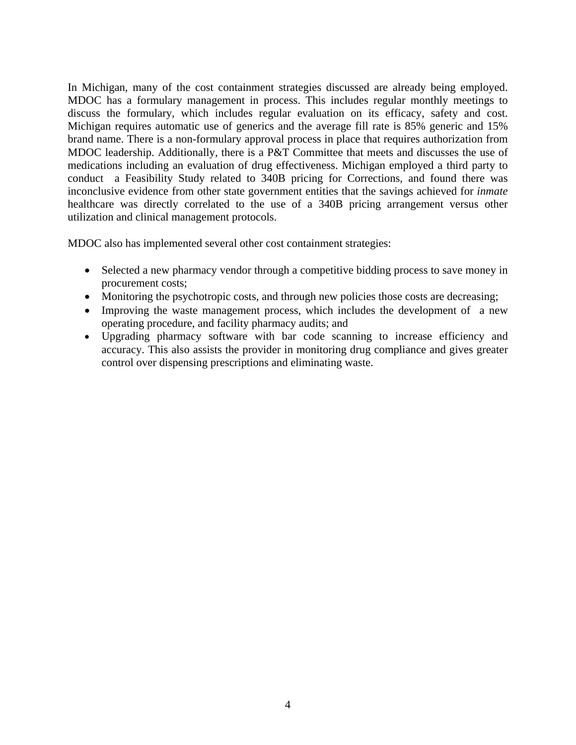In Michigan, many of the cost containment strategies discussed are already being employed. MDOC has a formulary management in process. This includes regular monthly meetings to discuss the formulary, which includes regular evaluation on its efficacy, safety and cost. Michigan requires automatic use of generics and the average fill rate is 85% generic and 15% brand name. There is a non-formulary approval process in place that requires authorization from MDOC leadership. Additionally, there is a P&T Committee that meets and discusses the use of medications including an evaluation of drug effectiveness. Michigan employed a third party to conduct a Feasibility Study related to 340B pricing for Corrections, and found there was inconclusive evidence from other state government entities that the savings achieved for *inmate* healthcare was directly correlated to the use of a 340B pricing arrangement versus other utilization and clinical management protocols.

MDOC also has implemented several other cost containment strategies:

- Selected a new pharmacy vendor through a competitive bidding process to save money in procurement costs;
- Monitoring the psychotropic costs, and through new policies those costs are decreasing;
- Improving the waste management process, which includes the development of a new operating procedure, and facility pharmacy audits; and
- Upgrading pharmacy software with bar code scanning to increase efficiency and accuracy. This also assists the provider in monitoring drug compliance and gives greater control over dispensing prescriptions and eliminating waste.